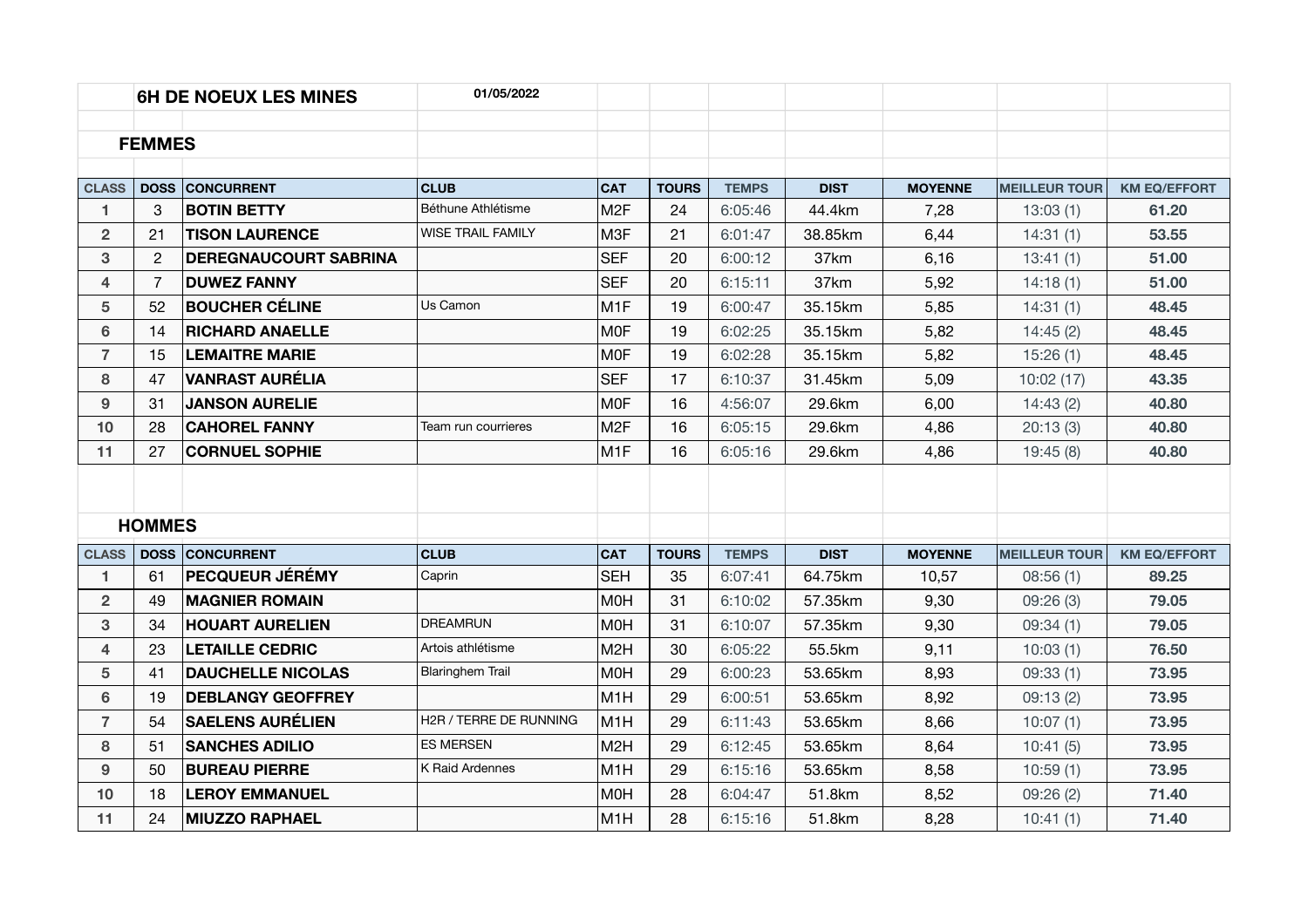# 6H DE NOEUX LES MINES

01/05/2022

## FEMMES

| CLASS | DOSS | CONCURRENT | CLUB | CAT | TOURS | TEMPS | DIST | MOYENNE | MEILLEUR TOUR | KM EQ/EFFORT |
|---|---|---|---|---|---|---|---|---|---|---|
| 1 | 3 | **BOTIN BETTY** | Béthune Athlétisme | M2F | 24 | 6:05:46 | 44.4km | 7,28 | 13:03 (1) | **61.20** |
| 2 | 21 | **TISON LAURENCE** | WISE TRAIL FAMILY | M3F | 21 | 6:01:47 | 38.85km | 6,44 | 14:31 (1) | **53.55** |
| 3 | 2 | **DEREGNAUCOURT SABRINA** | | SEF | 20 | 6:00:12 | 37km | 6,16 | 13:41 (1) | **51.00** |
| 4 | 7 | **DUWEZ FANNY** | | SEF | 20 | 6:15:11 | 37km | 5,92 | 14:18 (1) | **51.00** |
| 5 | 52 | **BOUCHER CÉLINE** | Us Camon | M1F | 19 | 6:00:47 | 35.15km | 5,85 | 14:31 (1) | **48.45** |
| 6 | 14 | **RICHARD ANAELLE** | | M0F | 19 | 6:02:25 | 35.15km | 5,82 | 14:45 (2) | **48.45** |
| 7 | 15 | **LEMAITRE MARIE** | | M0F | 19 | 6:02:28 | 35.15km | 5,82 | 15:26 (1) | **48.45** |
| 8 | 47 | **VANRAST AURÉLIA** | | SEF | 17 | 6:10:37 | 31.45km | 5,09 | 10:02 (17) | **43.35** |
| 9 | 31 | **JANSON AURELIE** | | M0F | 16 | 4:56:07 | 29.6km | 6,00 | 14:43 (2) | **40.80** |
| 10 | 28 | **CAHOREL FANNY** | Team run courrieres | M2F | 16 | 6:05:15 | 29.6km | 4,86 | 20:13 (3) | **40.80** |
| 11 | 27 | **CORNUEL SOPHIE** | | M1F | 16 | 6:05:16 | 29.6km | 4,86 | 19:45 (8) | **40.80** |

## HOMMES

| CLASS | DOSS | CONCURRENT | CLUB | CAT | TOURS | TEMPS | DIST | MOYENNE | MEILLEUR TOUR | KM EQ/EFFORT |
|---|---|---|---|---|---|---|---|---|---|---|
| 1 | 61 | **PECQUEUR JÉRÉMY** | Caprin | SEH | 35 | 6:07:41 | 64.75km | 10,57 | 08:56 (1) | **89.25** |
| 2 | 49 | **MAGNIER ROMAIN** | | M0H | 31 | 6:10:02 | 57.35km | 9,30 | 09:26 (3) | **79.05** |
| 3 | 34 | **HOUART AURELIEN** | DREAMRUN | M0H | 31 | 6:10:07 | 57.35km | 9,30 | 09:34 (1) | **79.05** |
| 4 | 23 | **LETAILLE CEDRIC** | Artois athlétisme | M2H | 30 | 6:05:22 | 55.5km | 9,11 | 10:03 (1) | **76.50** |
| 5 | 41 | **DAUCHELLE NICOLAS** | Blaringhem Trail | M0H | 29 | 6:00:23 | 53.65km | 8,93 | 09:33 (1) | **73.95** |
| 6 | 19 | **DEBLANGY GEOFFREY** | | M1H | 29 | 6:00:51 | 53.65km | 8,92 | 09:13 (2) | **73.95** |
| 7 | 54 | **SAELENS AURÉLIEN** | H2R / TERRE DE RUNNING | M1H | 29 | 6:11:43 | 53.65km | 8,66 | 10:07 (1) | **73.95** |
| 8 | 51 | **SANCHES ADILIO** | ES MERSEN | M2H | 29 | 6:12:45 | 53.65km | 8,64 | 10:41 (5) | **73.95** |
| 9 | 50 | **BUREAU PIERRE** | K Raid Ardennes | M1H | 29 | 6:15:16 | 53.65km | 8,58 | 10:59 (1) | **73.95** |
| 10 | 18 | **LEROY EMMANUEL** | | M0H | 28 | 6:04:47 | 51.8km | 8,52 | 09:26 (2) | **71.40** |
| 11 | 24 | **MIUZZO RAPHAEL** | | M1H | 28 | 6:15:16 | 51.8km | 8,28 | 10:41 (1) | **71.40** |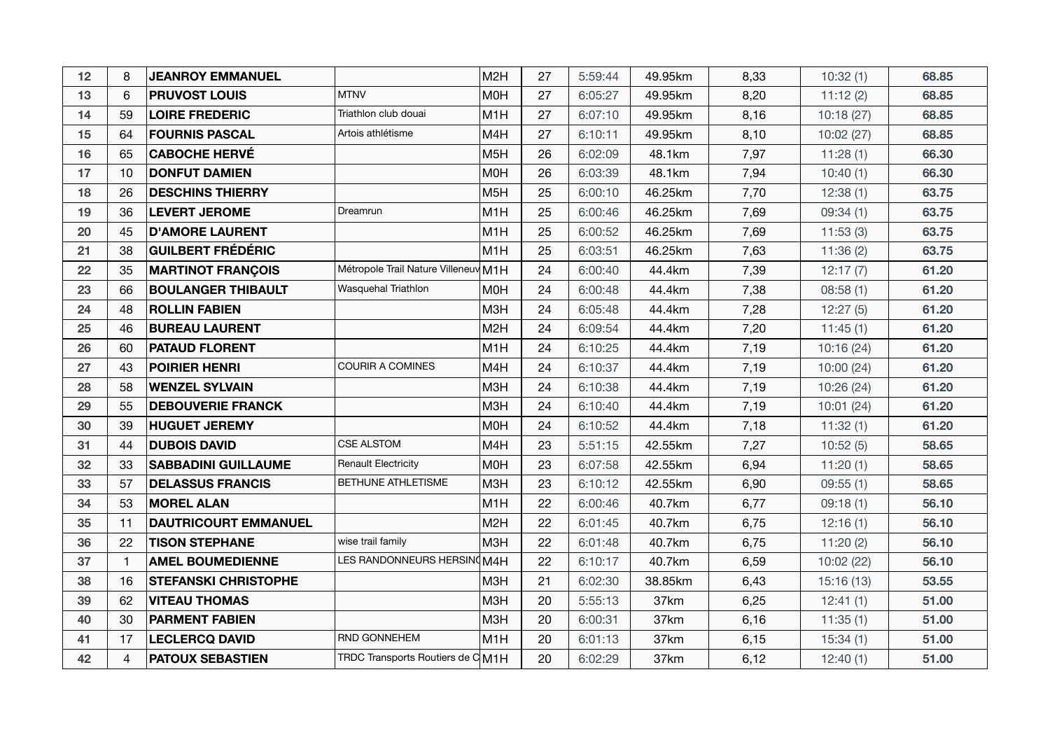| | | | | | | | | | | |
|---|---|---|---|---|---|---|---|---|---|---|
| 12 | 8 | **JEANROY EMMANUEL** | | M2H | 27 | 5:59:44 | 49.95km | 8,33 | 10:32 (1) | **68.85** |
| 13 | 6 | **PRUVOST LOUIS** | MTNV | M0H | 27 | 6:05:27 | 49.95km | 8,20 | 11:12 (2) | **68.85** |
| 14 | 59 | **LOIRE FREDERIC** | Triathlon club douai | M1H | 27 | 6:07:10 | 49.95km | 8,16 | 10:18 (27) | **68.85** |
| 15 | 64 | **FOURNIS PASCAL** | Artois athlétisme | M4H | 27 | 6:10:11 | 49.95km | 8,10 | 10:02 (27) | **68.85** |
| 16 | 65 | **CABOCHE HERVÉ** | | M5H | 26 | 6:02:09 | 48.1km | 7,97 | 11:28 (1) | **66.30** |
| 17 | 10 | **DONFUT DAMIEN** | | M0H | 26 | 6:03:39 | 48.1km | 7,94 | 10:40 (1) | **66.30** |
| 18 | 26 | **DESCHINS THIERRY** | | M5H | 25 | 6:00:10 | 46.25km | 7,70 | 12:38 (1) | **63.75** |
| 19 | 36 | **LEVERT JEROME** | Dreamrun | M1H | 25 | 6:00:46 | 46.25km | 7,69 | 09:34 (1) | **63.75** |
| 20 | 45 | **D'AMORE LAURENT** | | M1H | 25 | 6:00:52 | 46.25km | 7,69 | 11:53 (3) | **63.75** |
| 21 | 38 | **GUILBERT FRÉDÉRIC** | | M1H | 25 | 6:03:51 | 46.25km | 7,63 | 11:36 (2) | **63.75** |
| 22 | 35 | **MARTINOT FRANÇOIS** | Métropole Trail Nature Villeneuv | M1H | 24 | 6:00:40 | 44.4km | 7,39 | 12:17 (7) | **61.20** |
| 23 | 66 | **BOULANGER THIBAULT** | Wasquehal Triathlon | M0H | 24 | 6:00:48 | 44.4km | 7,38 | 08:58 (1) | **61.20** |
| 24 | 48 | **ROLLIN FABIEN** | | M3H | 24 | 6:05:48 | 44.4km | 7,28 | 12:27 (5) | **61.20** |
| 25 | 46 | **BUREAU LAURENT** | | M2H | 24 | 6:09:54 | 44.4km | 7,20 | 11:45 (1) | **61.20** |
| 26 | 60 | **PATAUD FLORENT** | | M1H | 24 | 6:10:25 | 44.4km | 7,19 | 10:16 (24) | **61.20** |
| 27 | 43 | **POIRIER HENRI** | COURIR A COMINES | M4H | 24 | 6:10:37 | 44.4km | 7,19 | 10:00 (24) | **61.20** |
| 28 | 58 | **WENZEL SYLVAIN** | | M3H | 24 | 6:10:38 | 44.4km | 7,19 | 10:26 (24) | **61.20** |
| 29 | 55 | **DEBOUVERIE FRANCK** | | M3H | 24 | 6:10:40 | 44.4km | 7,19 | 10:01 (24) | **61.20** |
| 30 | 39 | **HUGUET JEREMY** | | M0H | 24 | 6:10:52 | 44.4km | 7,18 | 11:32 (1) | **61.20** |
| 31 | 44 | **DUBOIS DAVID** | CSE ALSTOM | M4H | 23 | 5:51:15 | 42.55km | 7,27 | 10:52 (5) | **58.65** |
| 32 | 33 | **SABBADINI GUILLAUME** | Renault Electricity | M0H | 23 | 6:07:58 | 42.55km | 6,94 | 11:20 (1) | **58.65** |
| 33 | 57 | **DELASSUS FRANCIS** | BETHUNE ATHLETISME | M3H | 23 | 6:10:12 | 42.55km | 6,90 | 09:55 (1) | **58.65** |
| 34 | 53 | **MOREL ALAN** | | M1H | 22 | 6:00:46 | 40.7km | 6,77 | 09:18 (1) | **56.10** |
| 35 | 11 | **DAUTRICOURT EMMANUEL** | | M2H | 22 | 6:01:45 | 40.7km | 6,75 | 12:16 (1) | **56.10** |
| 36 | 22 | **TISON STEPHANE** | wise trail family | M3H | 22 | 6:01:48 | 40.7km | 6,75 | 11:20 (2) | **56.10** |
| 37 | 1 | **AMEL BOUMEDIENNE** | LES RANDONNEURS HERSINC | M4H | 22 | 6:10:17 | 40.7km | 6,59 | 10:02 (22) | **56.10** |
| 38 | 16 | **STEFANSKI CHRISTOPHE** | | M3H | 21 | 6:02:30 | 38.85km | 6,43 | 15:16 (13) | **53.55** |
| 39 | 62 | **VITEAU THOMAS** | | M3H | 20 | 5:55:13 | 37km | 6,25 | 12:41 (1) | **51.00** |
| 40 | 30 | **PARMENT FABIEN** | | M3H | 20 | 6:00:31 | 37km | 6,16 | 11:35 (1) | **51.00** |
| 41 | 17 | **LECLERCQ DAVID** | RND GONNEHEM | M1H | 20 | 6:01:13 | 37km | 6,15 | 15:34 (1) | **51.00** |
| 42 | 4 | **PATOUX SEBASTIEN** | TRDC Transports Routiers de C | M1H | 20 | 6:02:29 | 37km | 6,12 | 12:40 (1) | **51.00** |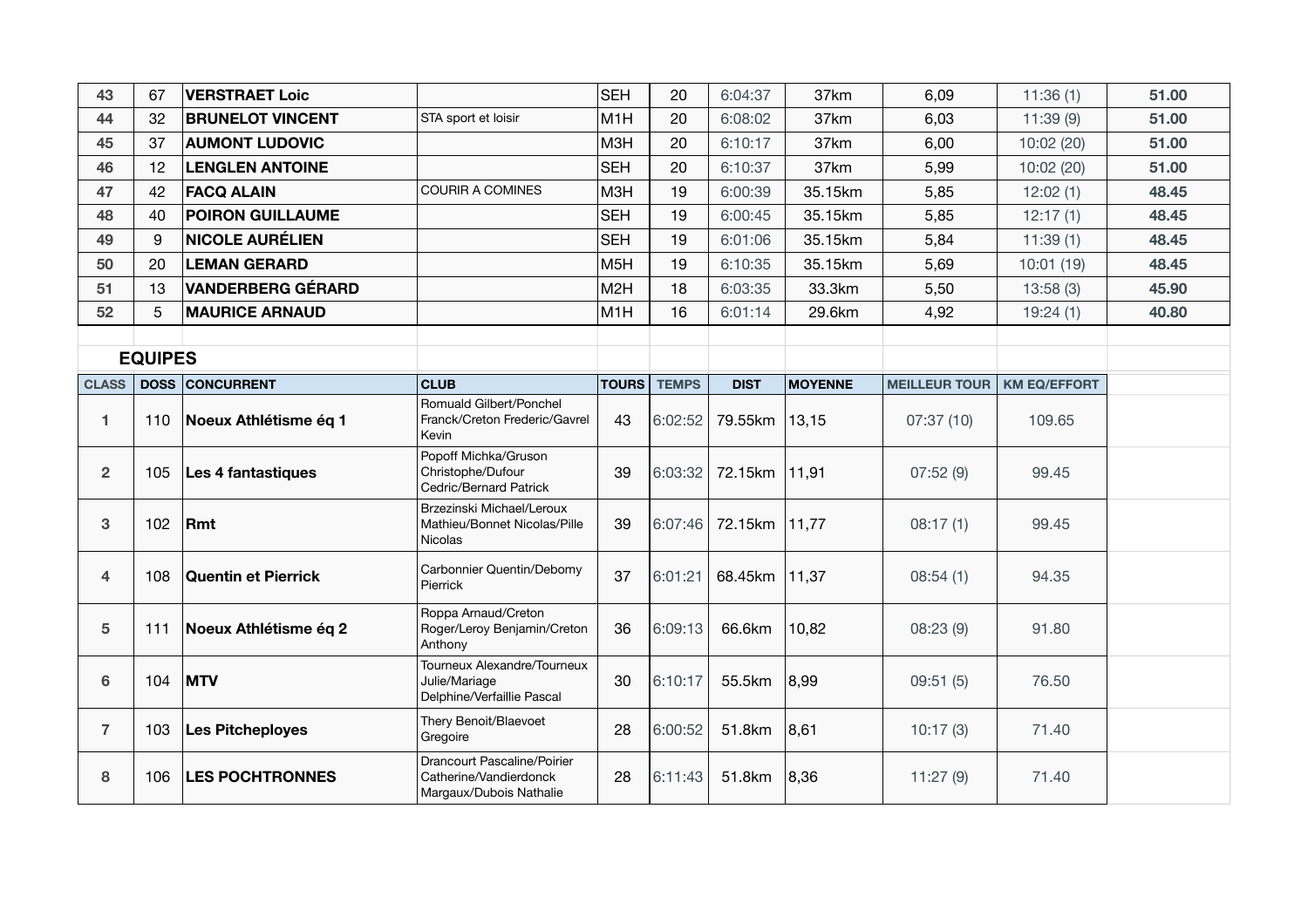| | | | | | | | | | | |
|---|---|---|---|---|---|---|---|---|---|---|
| 43 | 67 | **VERSTRAET Loic** | | SEH | 20 | 6:04:37 | 37km | 6,09 | 11:36 (1) | **51.00** |
| 44 | 32 | **BRUNELOT VINCENT** | STA sport et loisir | M1H | 20 | 6:08:02 | 37km | 6,03 | 11:39 (9) | **51.00** |
| 45 | 37 | **AUMONT LUDOVIC** | | M3H | 20 | 6:10:17 | 37km | 6,00 | 10:02 (20) | **51.00** |
| 46 | 12 | **LENGLEN ANTOINE** | | SEH | 20 | 6:10:37 | 37km | 5,99 | 10:02 (20) | **51.00** |
| 47 | 42 | **FACQ ALAIN** | COURIR A COMINES | M3H | 19 | 6:00:39 | 35.15km | 5,85 | 12:02 (1) | **48.45** |
| 48 | 40 | **POIRON GUILLAUME** | | SEH | 19 | 6:00:45 | 35.15km | 5,85 | 12:17 (1) | **48.45** |
| 49 | 9 | **NICOLE AURÉLIEN** | | SEH | 19 | 6:01:06 | 35.15km | 5,84 | 11:39 (1) | **48.45** |
| 50 | 20 | **LEMAN GERARD** | | M5H | 19 | 6:10:35 | 35.15km | 5,69 | 10:01 (19) | **48.45** |
| 51 | 13 | **VANDERBERG GÉRARD** | | M2H | 18 | 6:03:35 | 33.3km | 5,50 | 13:58 (3) | **45.90** |
| 52 | 5 | **MAURICE ARNAUD** | | M1H | 16 | 6:01:14 | 29.6km | 4,92 | 19:24 (1) | **40.80** |

## EQUIPES

| CLASS | DOSS | CONCURRENT | CLUB | TOURS | TEMPS | DIST | MOYENNE | MEILLEUR TOUR | KM EQ/EFFORT |
|---|---|---|---|---|---|---|---|---|---|
| 1 | 110 | **Noeux Athlétisme éq 1** | Romuald Gilbert/Ponchel Franck/Creton Frederic/Gavrel Kevin | 43 | 6:02:52 | 79.55km | 13,15 | 07:37 (10) | 109.65 |
| 2 | 105 | **Les 4 fantastiques** | Popoff Michka/Gruson Christophe/Dufour Cedric/Bernard Patrick | 39 | 6:03:32 | 72.15km | 11,91 | 07:52 (9) | 99.45 |
| 3 | 102 | **Rmt** | Brzezinski Michael/Leroux Mathieu/Bonnet Nicolas/Pille Nicolas | 39 | 6:07:46 | 72.15km | 11,77 | 08:17 (1) | 99.45 |
| 4 | 108 | **Quentin et Pierrick** | Carbonnier Quentin/Debomy Pierrick | 37 | 6:01:21 | 68.45km | 11,37 | 08:54 (1) | 94.35 |
| 5 | 111 | **Noeux Athlétisme éq 2** | Roppa Arnaud/Creton Roger/Leroy Benjamin/Creton Anthony | 36 | 6:09:13 | 66.6km | 10,82 | 08:23 (9) | 91.80 |
| 6 | 104 | **MTV** | Tourneux Alexandre/Tourneux Julie/Mariage Delphine/Verfaillie Pascal | 30 | 6:10:17 | 55.5km | 8,99 | 09:51 (5) | 76.50 |
| 7 | 103 | **Les Pitcheployes** | Thery Benoit/Blaevoet Gregoire | 28 | 6:00:52 | 51.8km | 8,61 | 10:17 (3) | 71.40 |
| 8 | 106 | **LES POCHTRONNES** | Drancourt Pascaline/Poirier Catherine/Vandierdonck Margaux/Dubois Nathalie | 28 | 6:11:43 | 51.8km | 8,36 | 11:27 (9) | 71.40 |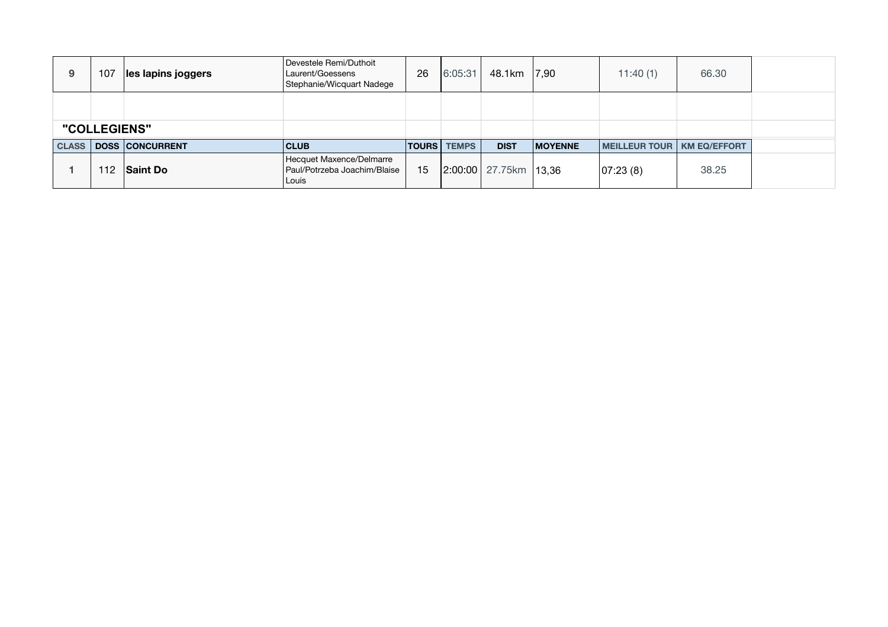| | | | | | | | | | |
|---|---|---|---|---|---|---|---|---|---|
| 9 | 107 | **les lapins joggers** | Devestele Remi/Duthoit Laurent/Goessens Stephanie/Wicquart Nadege | 26 | 6:05:31 | 48.1km | 7,90 | 11:40 (1) | 66.30 |

**"COLLEGIENS"**

| CLASS | DOSS | CONCURRENT | CLUB | TOURS | TEMPS | DIST | MOYENNE | MEILLEUR TOUR | KM EQ/EFFORT |
|---|---|---|---|---|---|---|---|---|---|
| 1 | 112 | **Saint Do** | Hecquet Maxence/Delmarre Paul/Potrzeba Joachim/Blaise Louis | 15 | 2:00:00 | 27.75km | 13,36 | 07:23 (8) | 38.25 |